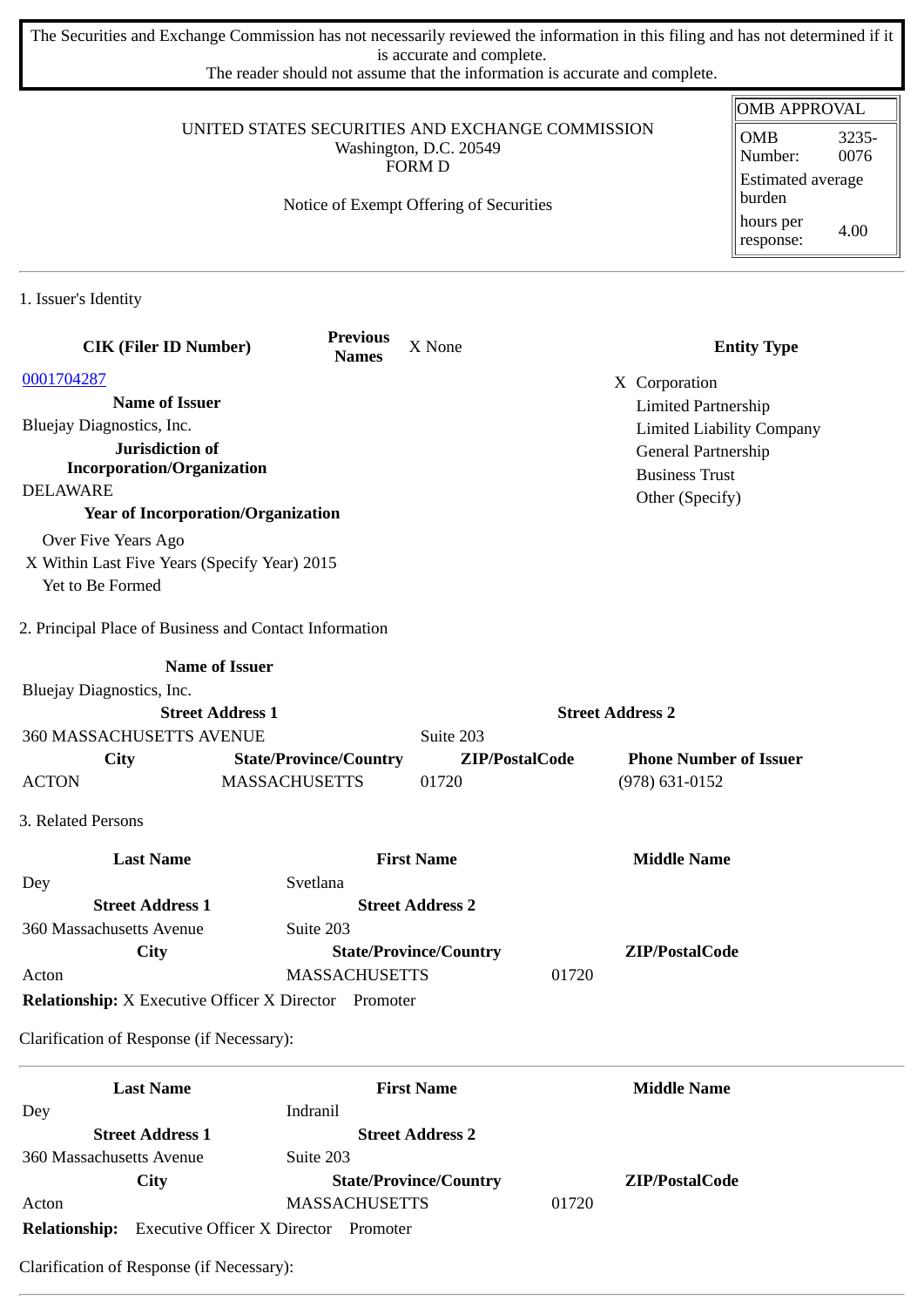The Securities and Exchange Commission has not necessarily reviewed the information in this filing and has not determined if it is accurate and complete.
The reader should not assume that the information is accurate and complete.

UNITED STATES SECURITIES AND EXCHANGE COMMISSION
Washington, D.C. 20549
FORM D

Notice of Exempt Offering of Securities

| OMB APPROVAL | |
|---|---|
| OMB Number: | 3235-0076 |
| Estimated average burden | |
| hours per response: | 4.00 |

## 1. Issuer's Identity

| CIK (Filer ID Number) | Previous Names | X None | Entity Type |
|---|---|---|---|
| 0001704287 | | | X Corporation |
| **Name of Issuer** | | | Limited Partnership |
| Bluejay Diagnostics, Inc. | | | Limited Liability Company |
| **Jurisdiction of Incorporation/Organization** | | | General Partnership |
| DELAWARE | | | Business Trust |
| **Year of Incorporation/Organization** | | | Other (Specify) |

Over Five Years Ago
X Within Last Five Years (Specify Year) 2015
Yet to Be Formed

## 2. Principal Place of Business and Contact Information

| Name of Issuer | | | |
|---|---|---|---|
| Bluejay Diagnostics, Inc. | | | |
| **Street Address 1** | | **Street Address 2** | |
| 360 MASSACHUSETTS AVENUE | | Suite 203 | |
| **City** | **State/Province/Country** | **ZIP/PostalCode** | **Phone Number of Issuer** |
| ACTON | MASSACHUSETTS | 01720 | (978) 631-0152 |

## 3. Related Persons

| Last Name | First Name | Middle Name |
|---|---|---|
| Dey | Svetlana | |
| **Street Address 1** | **Street Address 2** | |
| 360 Massachusetts Avenue | Suite 203 | |
| **City** | **State/Province/Country** | **ZIP/PostalCode** |
| Acton | MASSACHUSETTS | 01720 |

**Relationship:** X Executive Officer X Director Promoter

Clarification of Response (if Necessary):

| Last Name | First Name | Middle Name |
|---|---|---|
| Dey | Indranil | |
| **Street Address 1** | **Street Address 2** | |
| 360 Massachusetts Avenue | Suite 203 | |
| **City** | **State/Province/Country** | **ZIP/PostalCode** |
| Acton | MASSACHUSETTS | 01720 |

**Relationship:** Executive Officer X Director Promoter

Clarification of Response (if Necessary):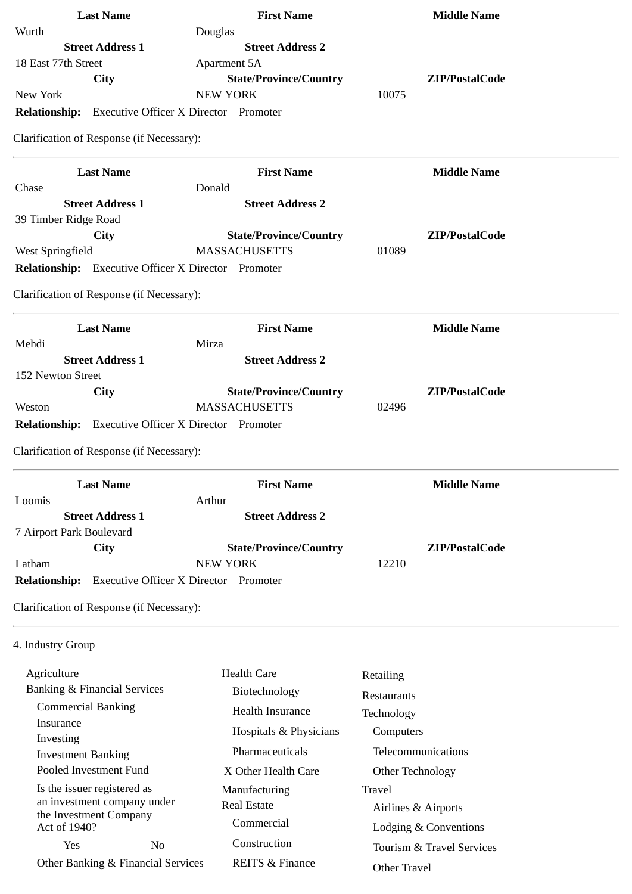| Last Name | First Name | Middle Name |
|---|---|---|
| Wurth | Douglas | |
| **Street Address 1** | **Street Address 2** | |
| 18 East 77th Street | Apartment 5A | |
| **City** | **State/Province/Country** | **ZIP/PostalCode** |
| New York | NEW YORK | 10075 |

**Relationship:** Executive Officer X Director Promoter

Clarification of Response (if Necessary):

---

| Last Name | First Name | Middle Name |
|---|---|---|
| Chase | Donald | |
| **Street Address 1** | **Street Address 2** | |
| 39 Timber Ridge Road | | |
| **City** | **State/Province/Country** | **ZIP/PostalCode** |
| West Springfield | MASSACHUSETTS | 01089 |

**Relationship:** Executive Officer X Director Promoter

Clarification of Response (if Necessary):

---

| Last Name | First Name | Middle Name |
|---|---|---|
| Mehdi | Mirza | |
| **Street Address 1** | **Street Address 2** | |
| 152 Newton Street | | |
| **City** | **State/Province/Country** | **ZIP/PostalCode** |
| Weston | MASSACHUSETTS | 02496 |

**Relationship:** Executive Officer X Director Promoter

Clarification of Response (if Necessary):

---

| Last Name | First Name | Middle Name |
|---|---|---|
| Loomis | Arthur | |
| **Street Address 1** | **Street Address 2** | |
| 7 Airport Park Boulevard | | |
| **City** | **State/Province/Country** | **ZIP/PostalCode** |
| Latham | NEW YORK | 12210 |

**Relationship:** Executive Officer X Director Promoter

Clarification of Response (if Necessary):

---

4. Industry Group

- Agriculture
- Banking & Financial Services
  - Commercial Banking
  - Insurance
  - Investing
  - Investment Banking
  - Pooled Investment Fund
  - Is the issuer registered as an investment company under the Investment Company Act of 1940?
    - Yes No
  - Other Banking & Financial Services
- Health Care
  - Biotechnology
  - Health Insurance
  - Hospitals & Physicians
  - Pharmaceuticals
  - X Other Health Care
- Manufacturing
- Real Estate
  - Commercial
  - Construction
  - REITS & Finance
- Retailing
- Restaurants
- Technology
  - Computers
  - Telecommunications
  - Other Technology
- Travel
  - Airlines & Airports
  - Lodging & Conventions
  - Tourism & Travel Services
  - Other Travel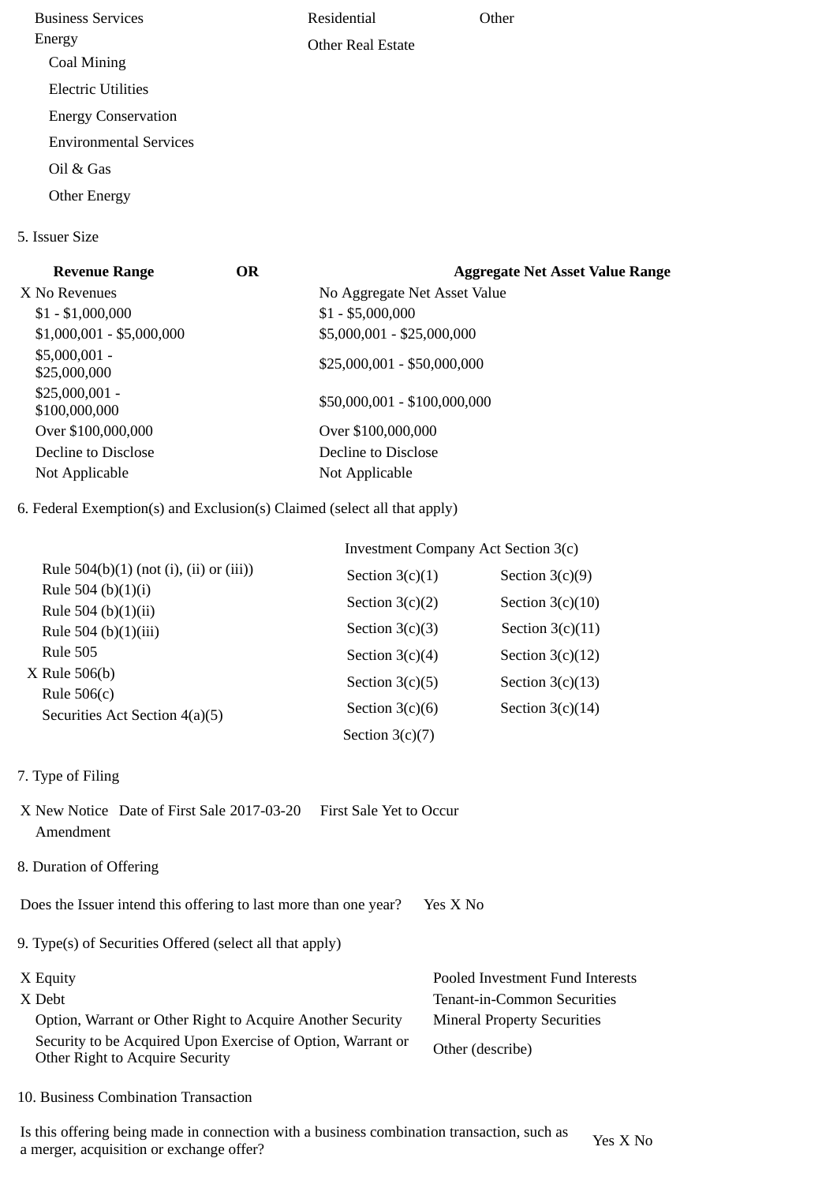Business Services
Energy
- Coal Mining
- Electric Utilities
- Energy Conservation
- Environmental Services
- Oil & Gas
- Other Energy

Residential
Other Real Estate

Other

5. Issuer Size

| Revenue Range | OR | Aggregate Net Asset Value Range |
|---|---|---|
| X No Revenues | | No Aggregate Net Asset Value |
| $1 - $1,000,000 | | $1 - $5,000,000 |
| $1,000,001 - $5,000,000 | | $5,000,001 - $25,000,000 |
| $5,000,001 - $25,000,000 | | $25,000,001 - $50,000,000 |
| $25,000,001 - $100,000,000 | | $50,000,001 - $100,000,000 |
| Over $100,000,000 | | Over $100,000,000 |
| Decline to Disclose | | Decline to Disclose |
| Not Applicable | | Not Applicable |

6. Federal Exemption(s) and Exclusion(s) Claimed (select all that apply)

Rule 504(b)(1) (not (i), (ii) or (iii))
Rule 504 (b)(1)(i)
Rule 504 (b)(1)(ii)
Rule 504 (b)(1)(iii)
Rule 505
X Rule 506(b)
Rule 506(c)
Securities Act Section 4(a)(5)

Investment Company Act Section 3(c)

| | |
|---|---|
| Section 3(c)(1) | Section 3(c)(9) |
| Section 3(c)(2) | Section 3(c)(10) |
| Section 3(c)(3) | Section 3(c)(11) |
| Section 3(c)(4) | Section 3(c)(12) |
| Section 3(c)(5) | Section 3(c)(13) |
| Section 3(c)(6) | Section 3(c)(14) |
| Section 3(c)(7) | |

7. Type of Filing

X New Notice Date of First Sale 2017-03-20 First Sale Yet to Occur
Amendment

8. Duration of Offering

Does the Issuer intend this offering to last more than one year? Yes X No

9. Type(s) of Securities Offered (select all that apply)

X Equity
X Debt
Option, Warrant or Other Right to Acquire Another Security
Security to be Acquired Upon Exercise of Option, Warrant or Other Right to Acquire Security

Pooled Investment Fund Interests
Tenant-in-Common Securities
Mineral Property Securities
Other (describe)

10. Business Combination Transaction

Is this offering being made in connection with a business combination transaction, such as a merger, acquisition or exchange offer? Yes X No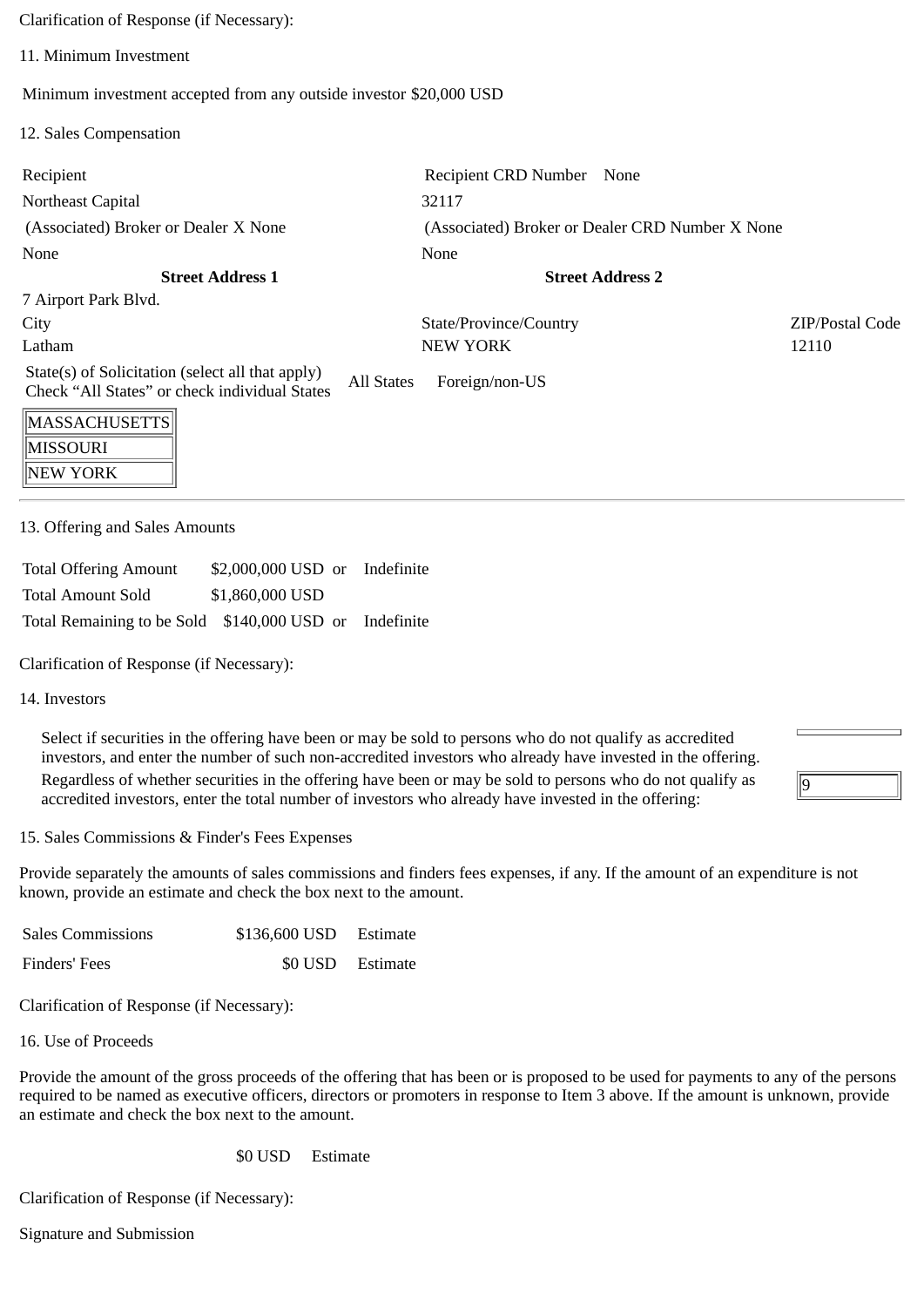Clarification of Response (if Necessary):

11. Minimum Investment

Minimum investment accepted from any outside investor $20,000 USD

12. Sales Compensation

| Recipient | Recipient CRD Number None | |
|---|---|---|
| Northeast Capital | 32117 | |
| (Associated) Broker or Dealer X None | (Associated) Broker or Dealer CRD Number X None | |
| None | None | |
| **Street Address 1** | **Street Address 2** | |
| 7 Airport Park Blvd. | | |
| City | State/Province/Country | ZIP/Postal Code |
| Latham | NEW YORK | 12110 |

State(s) of Solicitation (select all that apply)
Check "All States" or check individual States  All States  Foreign/non-US

- MASSACHUSETTS
- MISSOURI
- NEW YORK

13. Offering and Sales Amounts

| | | |
|---|---|---|
| Total Offering Amount | $2,000,000 USD or | Indefinite |
| Total Amount Sold | $1,860,000 USD | |
| Total Remaining to be Sold | $140,000 USD or | Indefinite |

Clarification of Response (if Necessary):

14. Investors

Select if securities in the offering have been or may be sold to persons who do not qualify as accredited investors, and enter the number of such non-accredited investors who already have invested in the offering.

Regardless of whether securities in the offering have been or may be sold to persons who do not qualify as accredited investors, enter the total number of investors who already have invested in the offering: 9

15. Sales Commissions & Finder's Fees Expenses

Provide separately the amounts of sales commissions and finders fees expenses, if any. If the amount of an expenditure is not known, provide an estimate and check the box next to the amount.

| | | |
|---|---|---|
| Sales Commissions | $136,600 USD | Estimate |
| Finders' Fees | $0 USD | Estimate |

Clarification of Response (if Necessary):

16. Use of Proceeds

Provide the amount of the gross proceeds of the offering that has been or is proposed to be used for payments to any of the persons required to be named as executive officers, directors or promoters in response to Item 3 above. If the amount is unknown, provide an estimate and check the box next to the amount.

$0 USD Estimate

Clarification of Response (if Necessary):

Signature and Submission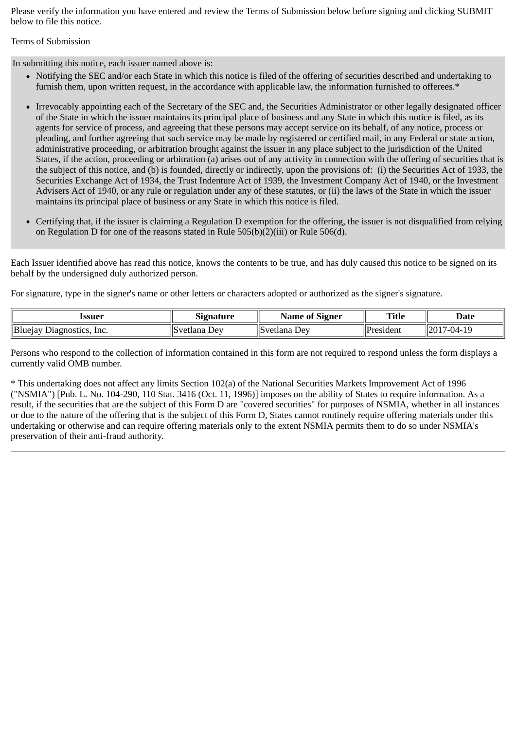Please verify the information you have entered and review the Terms of Submission below before signing and clicking SUBMIT below to file this notice.

Terms of Submission

In submitting this notice, each issuer named above is:

- Notifying the SEC and/or each State in which this notice is filed of the offering of securities described and undertaking to furnish them, upon written request, in the accordance with applicable law, the information furnished to offerees.*
- Irrevocably appointing each of the Secretary of the SEC and, the Securities Administrator or other legally designated officer of the State in which the issuer maintains its principal place of business and any State in which this notice is filed, as its agents for service of process, and agreeing that these persons may accept service on its behalf, of any notice, process or pleading, and further agreeing that such service may be made by registered or certified mail, in any Federal or state action, administrative proceeding, or arbitration brought against the issuer in any place subject to the jurisdiction of the United States, if the action, proceeding or arbitration (a) arises out of any activity in connection with the offering of securities that is the subject of this notice, and (b) is founded, directly or indirectly, upon the provisions of: (i) the Securities Act of 1933, the Securities Exchange Act of 1934, the Trust Indenture Act of 1939, the Investment Company Act of 1940, or the Investment Advisers Act of 1940, or any rule or regulation under any of these statutes, or (ii) the laws of the State in which the issuer maintains its principal place of business or any State in which this notice is filed.
- Certifying that, if the issuer is claiming a Regulation D exemption for the offering, the issuer is not disqualified from relying on Regulation D for one of the reasons stated in Rule 505(b)(2)(iii) or Rule 506(d).

Each Issuer identified above has read this notice, knows the contents to be true, and has duly caused this notice to be signed on its behalf by the undersigned duly authorized person.

For signature, type in the signer's name or other letters or characters adopted or authorized as the signer's signature.

| Issuer | Signature | Name of Signer | Title | Date |
|---|---|---|---|---|
| Bluejay Diagnostics, Inc. | Svetlana Dey | Svetlana Dey | President | 2017-04-19 |

Persons who respond to the collection of information contained in this form are not required to respond unless the form displays a currently valid OMB number.

* This undertaking does not affect any limits Section 102(a) of the National Securities Markets Improvement Act of 1996 ("NSMIA") [Pub. L. No. 104-290, 110 Stat. 3416 (Oct. 11, 1996)] imposes on the ability of States to require information. As a result, if the securities that are the subject of this Form D are "covered securities" for purposes of NSMIA, whether in all instances or due to the nature of the offering that is the subject of this Form D, States cannot routinely require offering materials under this undertaking or otherwise and can require offering materials only to the extent NSMIA permits them to do so under NSMIA's preservation of their anti-fraud authority.